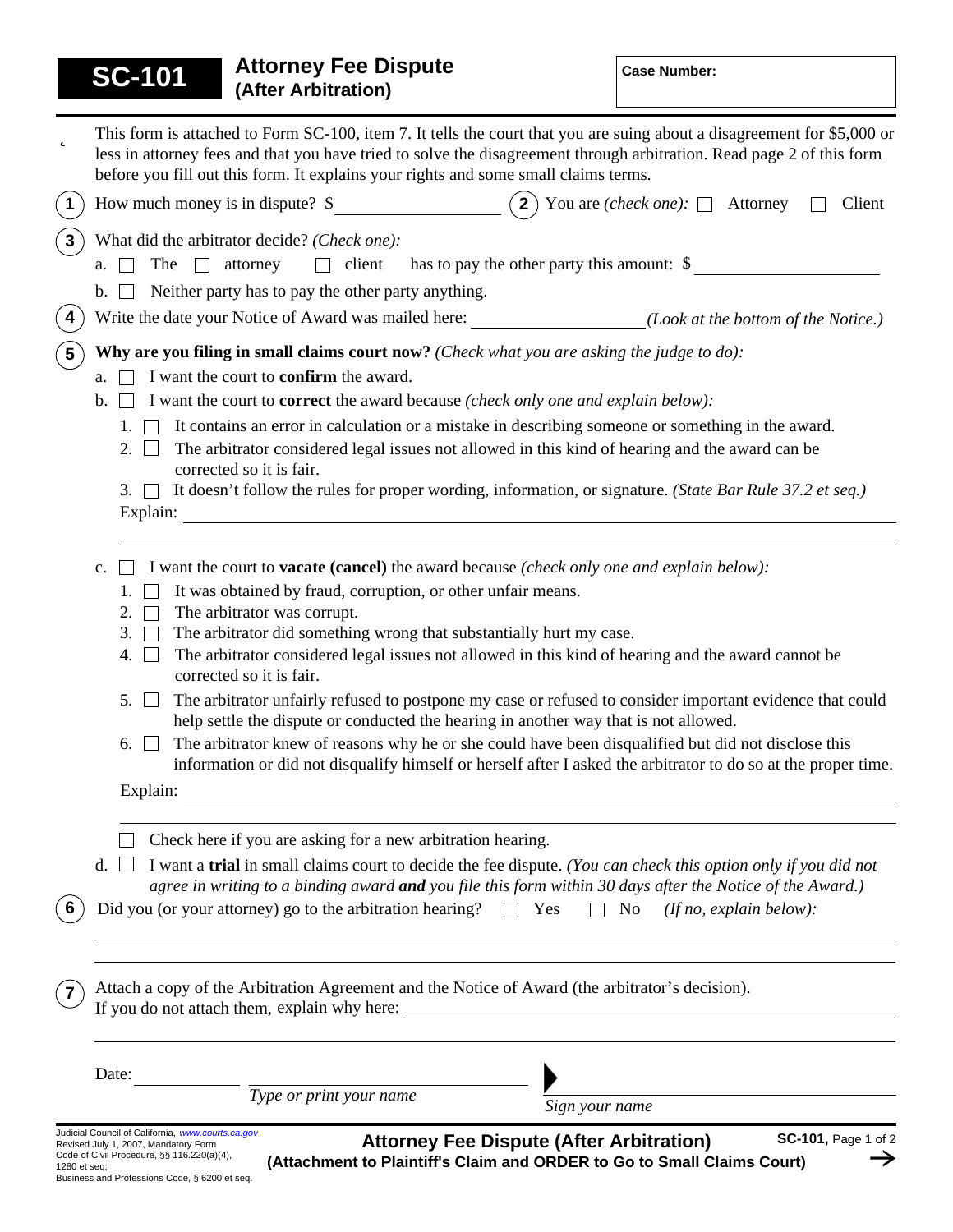# SC-101 Attorney Fee Dispute (After Arbitration)

**Case Number:**

This form is attached to Form SC-100, item 7. It tells the court that you are suing about a disagreement for $5,000 or less in attorney fees and that you have tried to solve the disagreement through arbitration. Read page 2 of this form before you fill out this form. It explains your rights and some small claims terms.

**1** How much money is in dispute? $ ______________

**2** You are *(check one):* ☐ Attorney ☐ Client

**3** What did the arbitrator decide? *(Check one):*

a. ☐ The ☐ attorney ☐ client has to pay the other party this amount: $ ______________

b. ☐ Neither party has to pay the other party anything.

**4** Write the date your Notice of Award was mailed here: ______________ *(Look at the bottom of the Notice.)*

**5** **Why are you filing in small claims court now?** *(Check what you are asking the judge to do):*

a. ☐ I want the court to **confirm** the award.

b. ☐ I want the court to **correct** the award because *(check only one and explain below):*

1. ☐ It contains an error in calculation or a mistake in describing someone or something in the award.
2. ☐ The arbitrator considered legal issues not allowed in this kind of hearing and the award can be corrected so it is fair.
3. ☐ It doesn't follow the rules for proper wording, information, or signature. *(State Bar Rule 37.2 et seq.)*

Explain: ______________

c. ☐ I want the court to **vacate (cancel)** the award because *(check only one and explain below):*

1. ☐ It was obtained by fraud, corruption, or other unfair means.
2. ☐ The arbitrator was corrupt.
3. ☐ The arbitrator did something wrong that substantially hurt my case.
4. ☐ The arbitrator considered legal issues not allowed in this kind of hearing and the award cannot be corrected so it is fair.
5. ☐ The arbitrator unfairly refused to postpone my case or refused to consider important evidence that could help settle the dispute or conducted the hearing in another way that is not allowed.
6. ☐ The arbitrator knew of reasons why he or she could have been disqualified but did not disclose this information or did not disqualify himself or herself after I asked the arbitrator to do so at the proper time.

Explain: ______________

☐ Check here if you are asking for a new arbitration hearing.

d. ☐ I want a **trial** in small claims court to decide the fee dispute. *(You can check this option only if you did not agree in writing to a binding award* ***and*** *you file this form within 30 days after the Notice of the Award.)*

**6** Did you (or your attorney) go to the arbitration hearing? ☐ Yes ☐ No *(If no, explain below):*

______________

**7** Attach a copy of the Arbitration Agreement and the Notice of Award (the arbitrator's decision).
If you do not attach them, explain why here: ______________

Date: ______________

______________ *Type or print your name*

▶ ______________ *Sign your name*

Judicial Council of California, www.courts.ca.gov
Revised July 1, 2007, Mandatory Form
Code of Civil Procedure, §§ 116.220(a)(4), 1280 et seq;
Business and Professions Code, § 6200 et seq.

**Attorney Fee Dispute (After Arbitration)**
**(Attachment to Plaintiff's Claim and ORDER to Go to Small Claims Court)**

**SC-101,** Page 1 of 2 →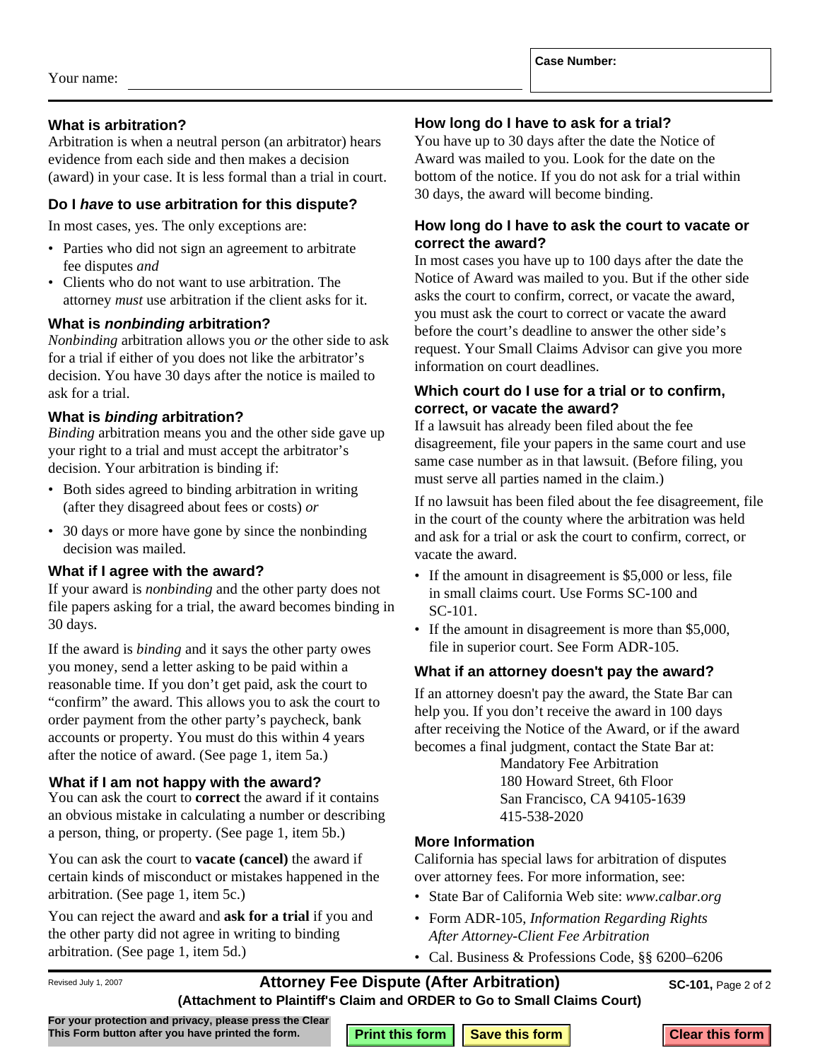Your name: ______________________

**Case Number:**

### What is arbitration?

Arbitration is when a neutral person (an arbitrator) hears evidence from each side and then makes a decision (award) in your case. It is less formal than a trial in court.

### Do I *have* to use arbitration for this dispute?

In most cases, yes. The only exceptions are:

- Parties who did not sign an agreement to arbitrate fee disputes *and*
- Clients who do not want to use arbitration. The attorney *must* use arbitration if the client asks for it.

### What is *nonbinding* arbitration?

*Nonbinding* arbitration allows you *or* the other side to ask for a trial if either of you does not like the arbitrator's decision. You have 30 days after the notice is mailed to ask for a trial.

### What is *binding* arbitration?

*Binding* arbitration means you and the other side gave up your right to a trial and must accept the arbitrator's decision. Your arbitration is binding if:

- Both sides agreed to binding arbitration in writing (after they disagreed about fees or costs) *or*
- 30 days or more have gone by since the nonbinding decision was mailed.

### What if I agree with the award?

If your award is *nonbinding* and the other party does not file papers asking for a trial, the award becomes binding in 30 days.

If the award is *binding* and it says the other party owes you money, send a letter asking to be paid within a reasonable time. If you don't get paid, ask the court to "confirm" the award. This allows you to ask the court to order payment from the other party's paycheck, bank accounts or property. You must do this within 4 years after the notice of award. (See page 1, item 5a.)

### What if I am not happy with the award?

You can ask the court to **correct** the award if it contains an obvious mistake in calculating a number or describing a person, thing, or property. (See page 1, item 5b.)

You can ask the court to **vacate (cancel)** the award if certain kinds of misconduct or mistakes happened in the arbitration. (See page 1, item 5c.)

You can reject the award and **ask for a trial** if you and the other party did not agree in writing to binding arbitration. (See page 1, item 5d.)

### How long do I have to ask for a trial?

You have up to 30 days after the date the Notice of Award was mailed to you. Look for the date on the bottom of the notice. If you do not ask for a trial within 30 days, the award will become binding.

### How long do I have to ask the court to vacate or correct the award?

In most cases you have up to 100 days after the date the Notice of Award was mailed to you. But if the other side asks the court to confirm, correct, or vacate the award, you must ask the court to correct or vacate the award before the court's deadline to answer the other side's request. Your Small Claims Advisor can give you more information on court deadlines.

### Which court do I use for a trial or to confirm, correct, or vacate the award?

If a lawsuit has already been filed about the fee disagreement, file your papers in the same court and use same case number as in that lawsuit. (Before filing, you must serve all parties named in the claim.)

If no lawsuit has been filed about the fee disagreement, file in the court of the county where the arbitration was held and ask for a trial or ask the court to confirm, correct, or vacate the award.

- If the amount in disagreement is $5,000 or less, file in small claims court. Use Forms SC-100 and SC-101.
- If the amount in disagreement is more than $5,000, file in superior court. See Form ADR-105.

### What if an attorney doesn't pay the award?

If an attorney doesn't pay the award, the State Bar can help you. If you don't receive the award in 100 days after receiving the Notice of the Award, or if the award becomes a final judgment, contact the State Bar at:

Mandatory Fee Arbitration
180 Howard Street, 6th Floor
San Francisco, CA 94105-1639
415-538-2020

### More Information

California has special laws for arbitration of disputes over attorney fees. For more information, see:

- State Bar of California Web site: *www.calbar.org*
- Form ADR-105, *Information Regarding Rights After Attorney-Client Fee Arbitration*
- Cal. Business & Professions Code, §§ 6200–6206

Revised July 1, 2007

**Attorney Fee Dispute (After Arbitration)**
**(Attachment to Plaintiff's Claim and ORDER to Go to Small Claims Court)**

**SC-101,** Page 2 of 2